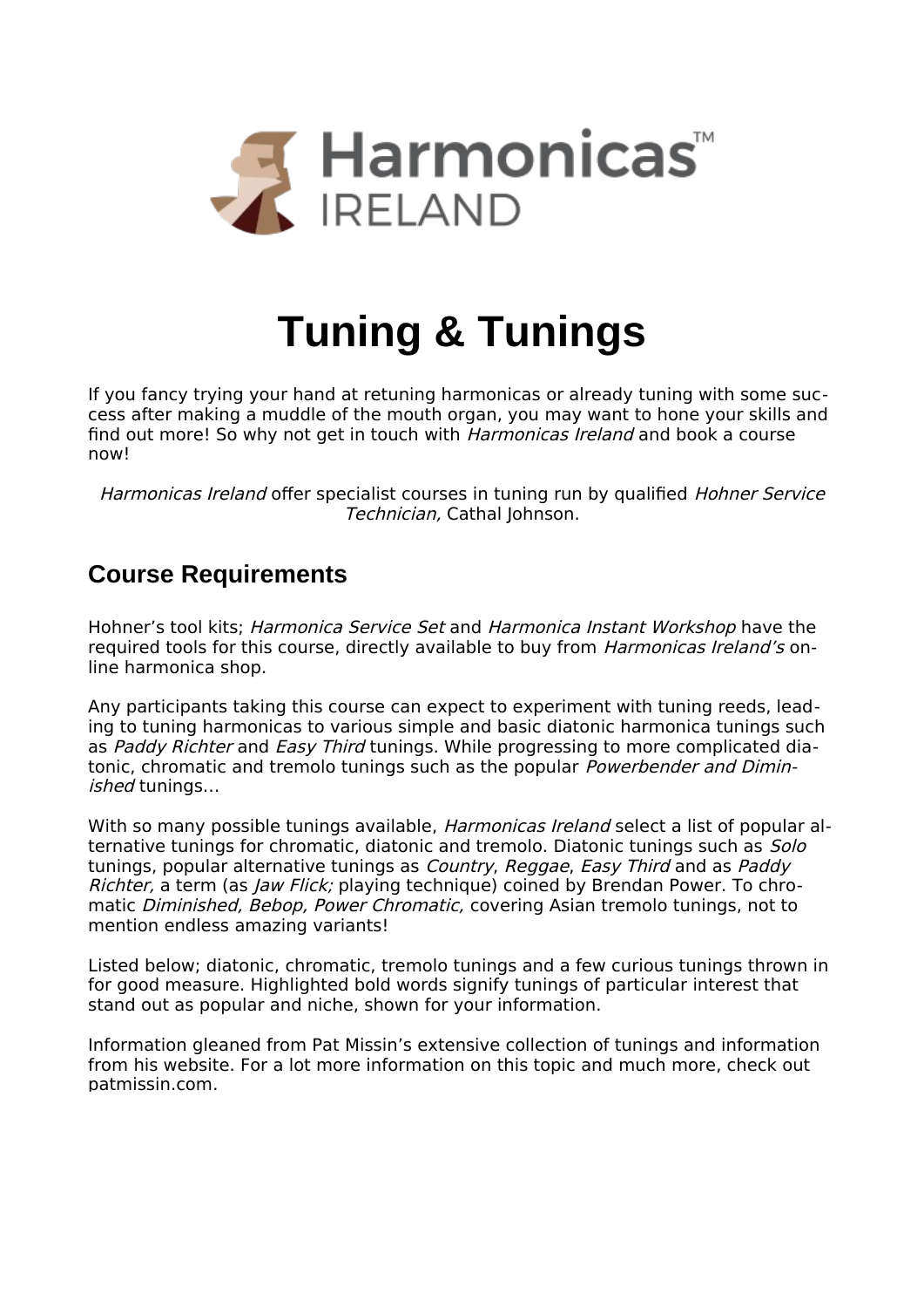Harmonicas™ IRELAND

# Tuning & Tunings

If you fancy trying your hand at retuning harmonicas or already tuning with some success after making a muddle of the mouth organ, you may want to hone your skills and find out more! So why not get in touch with *Harmonicas Ireland* and book a course now!

*Harmonicas Ireland* offer specialist courses in tuning run by qualified *Hohner Service Technician,* Cathal Johnson.

## Course Requirements

Hohner's tool kits; *Harmonica Service Set* and *Harmonica Instant Workshop* have the required tools for this course, directly available to buy from *Harmonicas Ireland's* online harmonica shop.

Any participants taking this course can expect to experiment with tuning reeds, leading to tuning harmonicas to various simple and basic diatonic harmonica tunings such as *Paddy Richter* and *Easy Third* tunings. While progressing to more complicated diatonic, chromatic and tremolo tunings such as the popular *Powerbender and Diminished* tunings…

With so many possible tunings available, *Harmonicas Ireland* select a list of popular alternative tunings for chromatic, diatonic and tremolo. Diatonic tunings such as *Solo* tunings, popular alternative tunings as *Country*, *Reggae*, *Easy Third* and as *Paddy Richter,* a term (as *Jaw Flick;* playing technique) coined by Brendan Power. To chromatic *Diminished, Bebop, Power Chromatic,* covering Asian tremolo tunings, not to mention endless amazing variants!

Listed below; diatonic, chromatic, tremolo tunings and a few curious tunings thrown in for good measure. Highlighted bold words signify tunings of particular interest that stand out as popular and niche, shown for your information.

Information gleaned from Pat Missin's extensive collection of tunings and information from his website. For a lot more information on this topic and much more, check out patmissin.com.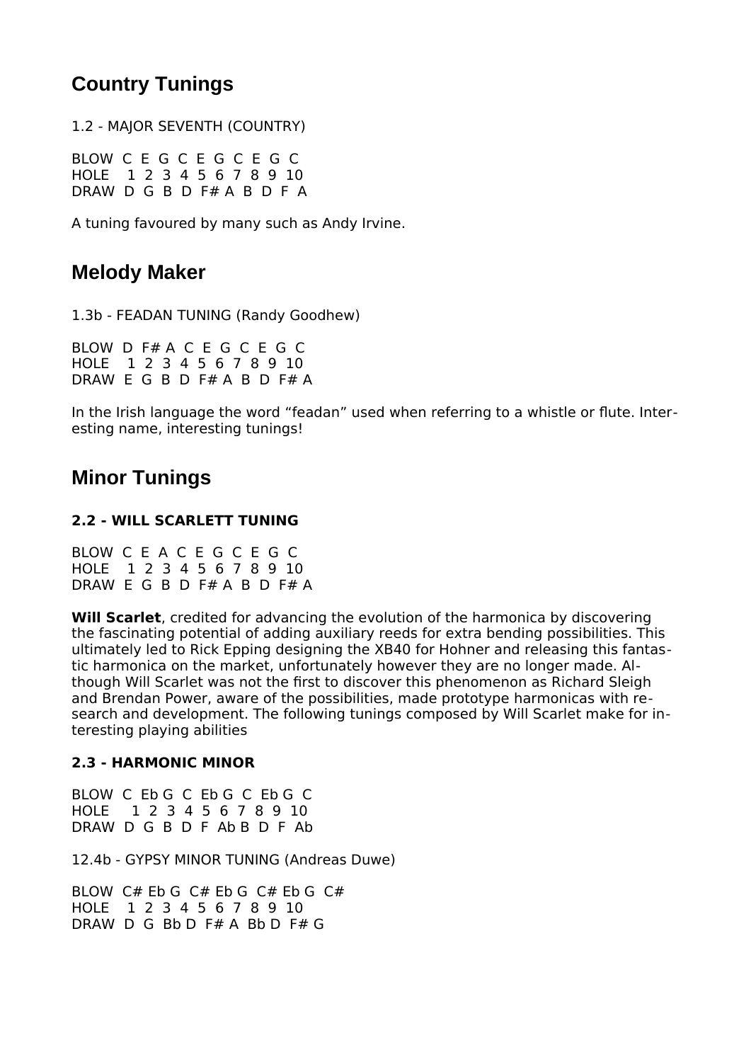## Country Tunings

1.2 - MAJOR SEVENTH (COUNTRY)

```
BLOW  C  E  G  C  E  G  C  E  G  C
HOLE   1  2  3  4  5  6  7  8  9  10
DRAW  D  G  B  D  F# A  B  D  F  A
```

A tuning favoured by many such as Andy Irvine.

## Melody Maker

1.3b - FEADAN TUNING (Randy Goodhew)

```
BLOW  D  F# A  C  E  G  C  E  G  C
HOLE   1  2  3  4  5  6  7  8  9  10
DRAW  E  G  B  D  F# A  B  D  F# A
```

In the Irish language the word "feadan" used when referring to a whistle or flute. Interesting name, interesting tunings!

## Minor Tunings

**2.2 - WILL SCARLETT TUNING**

```
BLOW  C  E  A  C  E  G  C  E  G  C
HOLE   1  2  3  4  5  6  7  8  9  10
DRAW  E  G  B  D  F# A  B  D  F# A
```

**Will Scarlet**, credited for advancing the evolution of the harmonica by discovering the fascinating potential of adding auxiliary reeds for extra bending possibilities. This ultimately led to Rick Epping designing the XB40 for Hohner and releasing this fantastic harmonica on the market, unfortunately however they are no longer made. Although Will Scarlet was not the first to discover this phenomenon as Richard Sleigh and Brendan Power, aware of the possibilities, made prototype harmonicas with research and development. The following tunings composed by Will Scarlet make for interesting playing abilities

**2.3 - HARMONIC MINOR**

```
BLOW  C  Eb G  C  Eb G  C  Eb G  C
HOLE    1  2  3  4  5  6  7  8  9  10
DRAW  D  G  B  D  F  Ab B  D  F  Ab
```

12.4b - GYPSY MINOR TUNING (Andreas Duwe)

```
BLOW  C# Eb G  C# Eb G  C# Eb G  C#
HOLE   1  2  3  4  5  6  7  8  9  10
DRAW  D  G  Bb D  F# A  Bb D  F# G
```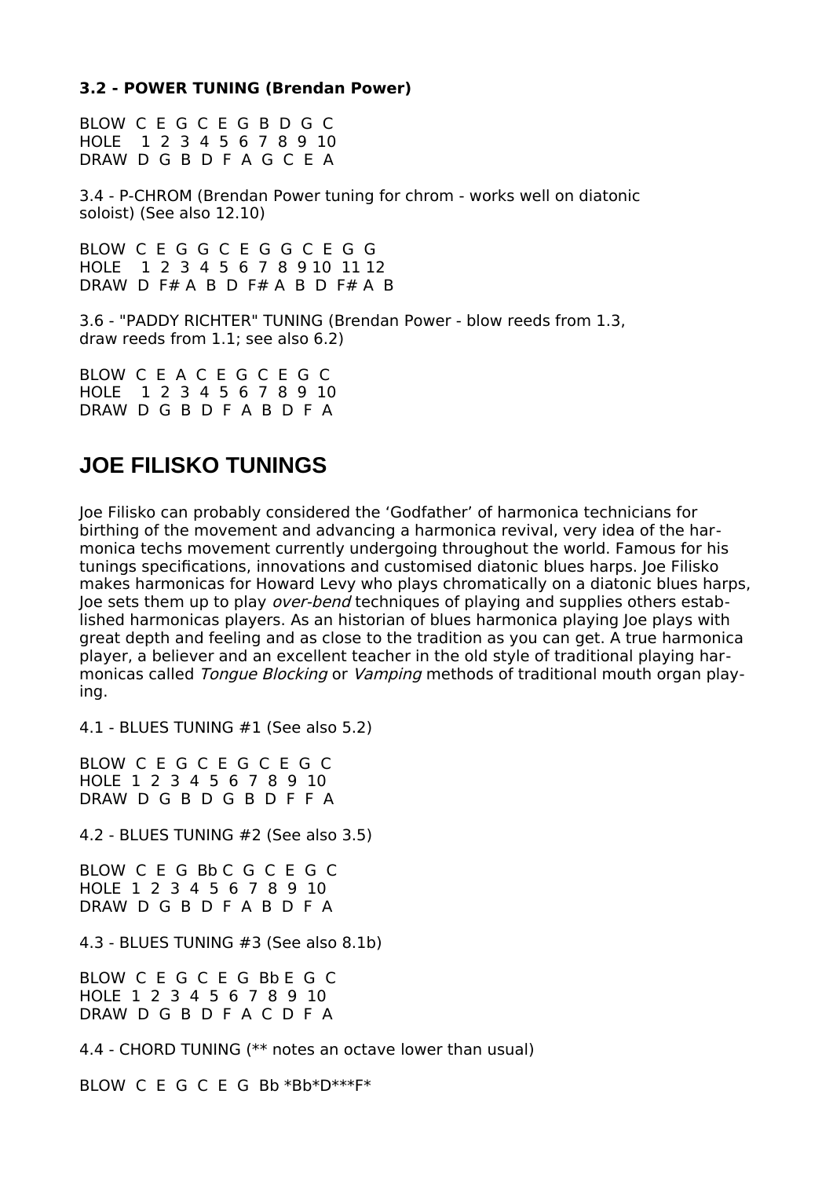**3.2 - POWER TUNING (Brendan Power)**

```
BLOW  C  E  G  C  E  G  B  D  G  C
HOLE    1  2  3  4  5  6  7  8  9  10
DRAW  D  G  B  D  F  A  G  C  E  A
```

3.4 - P-CHROM (Brendan Power tuning for chrom - works well on diatonic soloist) (See also 12.10)

```
BLOW  C  E  G  G  C  E  G  G  C  E  G  G
HOLE    1  2  3  4  5  6  7  8  9 10  11 12
DRAW  D  F# A  B  D  F# A  B  D  F# A  B
```

3.6 - "PADDY RICHTER" TUNING (Brendan Power - blow reeds from 1.3, draw reeds from 1.1; see also 6.2)

```
BLOW  C  E  A  C  E  G  C  E  G  C
HOLE    1  2  3  4  5  6  7  8  9  10
DRAW  D  G  B  D  F  A  B  D  F  A
```

## JOE FILISKO TUNINGS

Joe Filisko can probably considered the ‘Godfather’ of harmonica technicians for birthing of the movement and advancing a harmonica revival, very idea of the harmonica techs movement currently undergoing throughout the world. Famous for his tunings specifications, innovations and customised diatonic blues harps. Joe Filisko makes harmonicas for Howard Levy who plays chromatically on a diatonic blues harps, Joe sets them up to play *over-bend* techniques of playing and supplies others established harmonicas players. As an historian of blues harmonica playing Joe plays with great depth and feeling and as close to the tradition as you can get. A true harmonica player, a believer and an excellent teacher in the old style of traditional playing harmonicas called *Tongue Blocking* or *Vamping* methods of traditional mouth organ playing.

4.1 - BLUES TUNING #1 (See also 5.2)

```
BLOW  C  E  G  C  E  G  C  E  G  C
HOLE  1  2  3  4  5  6  7  8  9  10
DRAW  D  G  B  D  G  B  D  F  F  A
```

4.2 - BLUES TUNING #2 (See also 3.5)

```
BLOW  C  E  G  Bb C  G  C  E  G  C
HOLE  1  2  3  4  5  6  7  8  9  10
DRAW  D  G  B  D  F  A  B  D  F  A
```

4.3 - BLUES TUNING #3 (See also 8.1b)

```
BLOW  C  E  G  C  E  G  Bb E  G  C
HOLE  1  2  3  4  5  6  7  8  9  10
DRAW  D  G  B  D  F  A  C  D  F  A
```

4.4 - CHORD TUNING (** notes an octave lower than usual)

```
BLOW  C  E  G  C  E  G  Bb *Bb*D***F*
```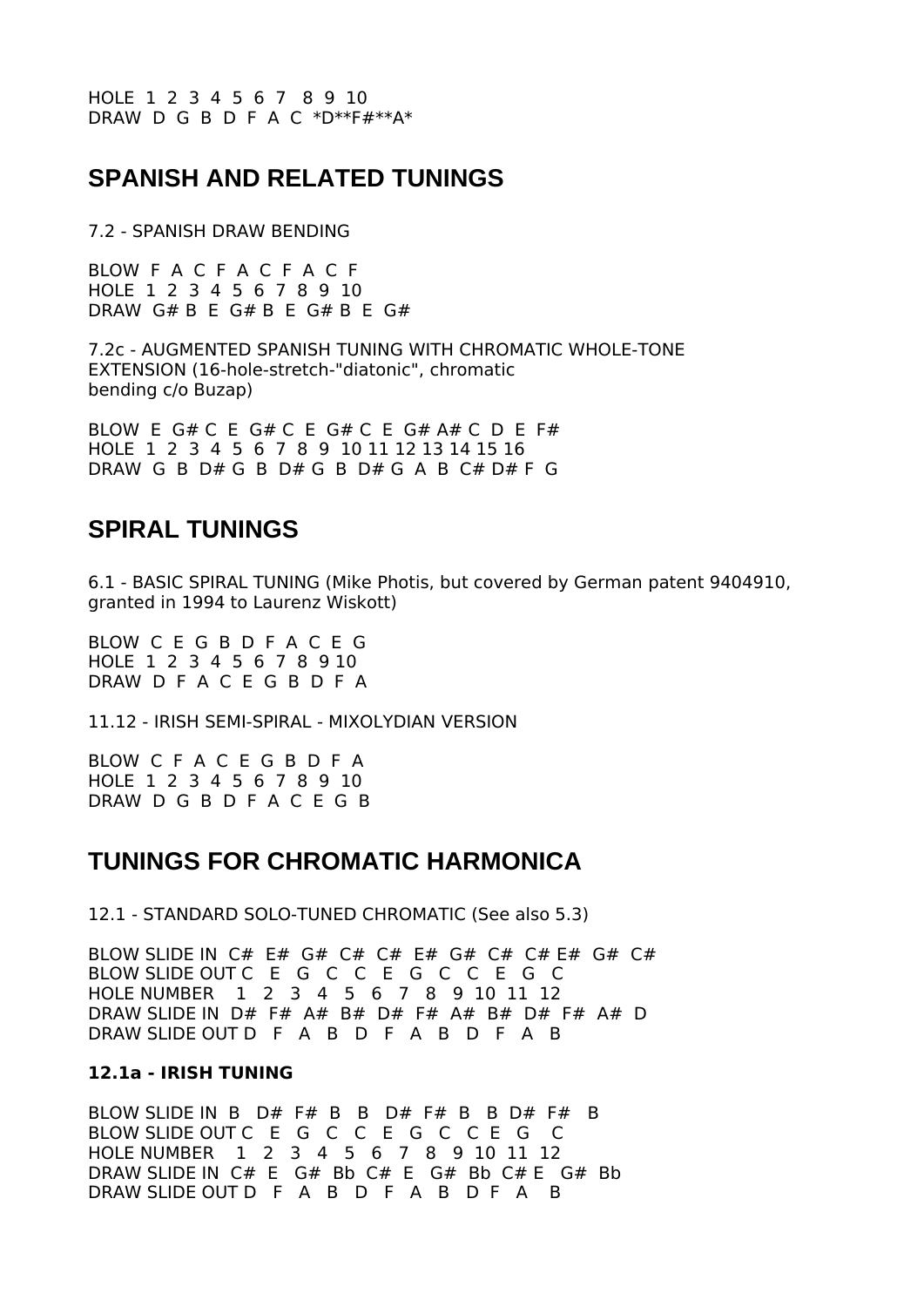HOLE 1 2 3 4 5 6 7 8 9 10
DRAW D G B D F A C *D**F#**A*

## SPANISH AND RELATED TUNINGS

7.2 - SPANISH DRAW BENDING

BLOW F A C F A C F A C F
HOLE 1 2 3 4 5 6 7 8 9 10
DRAW G# B E G# B E G# B E G#

7.2c - AUGMENTED SPANISH TUNING WITH CHROMATIC WHOLE-TONE EXTENSION (16-hole-stretch-"diatonic", chromatic bending c/o Buzap)

BLOW E G# C E G# C E G# C E G# A# C D E F#
HOLE 1 2 3 4 5 6 7 8 9 10 11 12 13 14 15 16
DRAW G B D# G B D# G B D# G A B C# D# F G

## SPIRAL TUNINGS

6.1 - BASIC SPIRAL TUNING (Mike Photis, but covered by German patent 9404910, granted in 1994 to Laurenz Wiskott)

BLOW C E G B D F A C E G
HOLE 1 2 3 4 5 6 7 8 9 10
DRAW D F A C E G B D F A

11.12 - IRISH SEMI-SPIRAL - MIXOLYDIAN VERSION

BLOW C F A C E G B D F A
HOLE 1 2 3 4 5 6 7 8 9 10
DRAW D G B D F A C E G B

## TUNINGS FOR CHROMATIC HARMONICA

12.1 - STANDARD SOLO-TUNED CHROMATIC (See also 5.3)

BLOW SLIDE IN C# E# G# C# C# E# G# C# C# E# G# C#
BLOW SLIDE OUT C E G C C E G C C E G C
HOLE NUMBER 1 2 3 4 5 6 7 8 9 10 11 12
DRAW SLIDE IN D# F# A# B# D# F# A# B# D# F# A# D
DRAW SLIDE OUT D F A B D F A B D F A B

**12.1a - IRISH TUNING**

BLOW SLIDE IN B D# F# B B D# F# B B D# F# B
BLOW SLIDE OUT C E G C C E G C C E G C
HOLE NUMBER 1 2 3 4 5 6 7 8 9 10 11 12
DRAW SLIDE IN C# E G# Bb C# E G# Bb C# E G# Bb
DRAW SLIDE OUT D F A B D F A B D F A B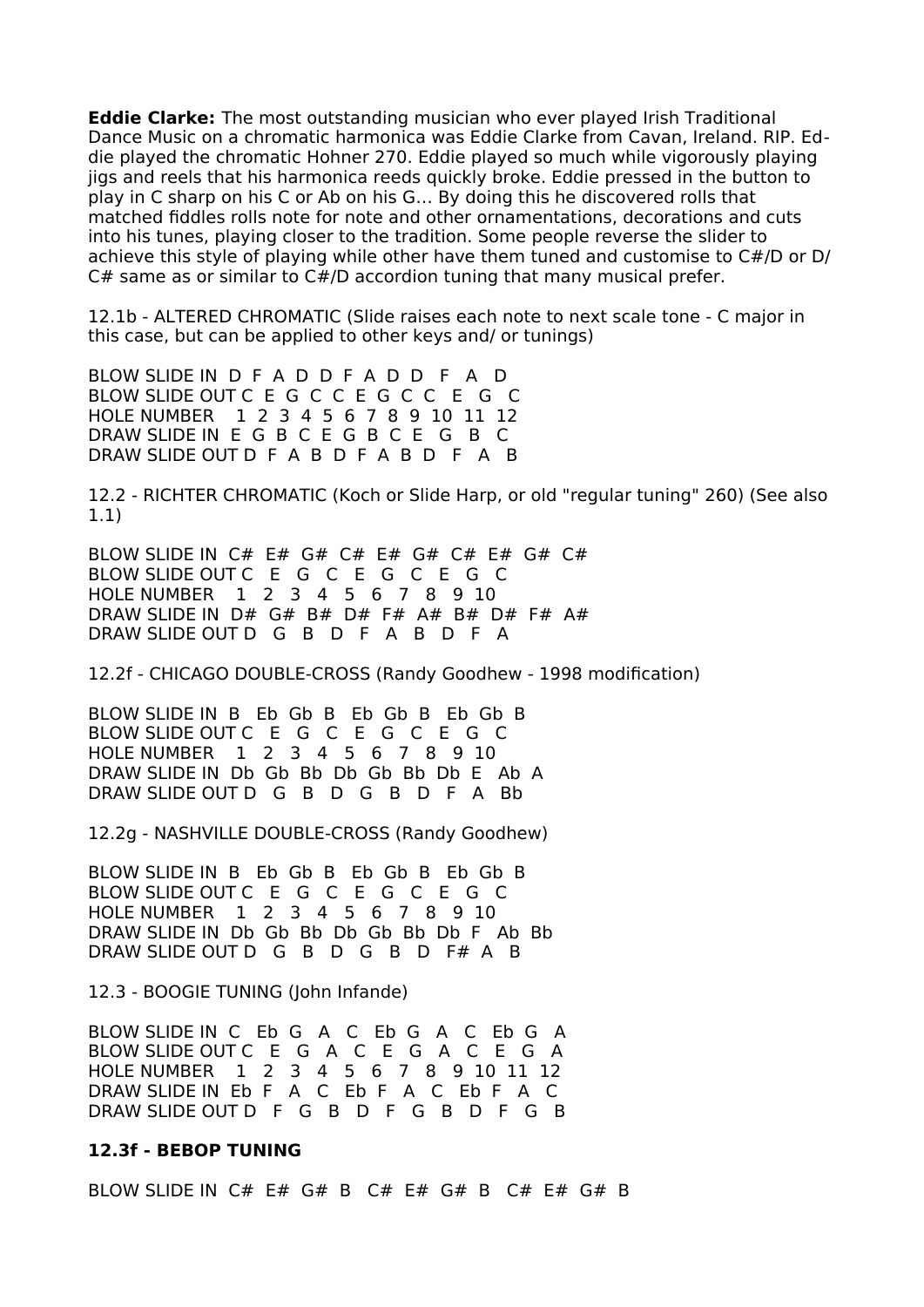**Eddie Clarke:** The most outstanding musician who ever played Irish Traditional Dance Music on a chromatic harmonica was Eddie Clarke from Cavan, Ireland. RIP. Eddie played the chromatic Hohner 270. Eddie played so much while vigorously playing jigs and reels that his harmonica reeds quickly broke. Eddie pressed in the button to play in C sharp on his C or Ab on his G… By doing this he discovered rolls that matched fiddles rolls note for note and other ornamentations, decorations and cuts into his tunes, playing closer to the tradition. Some people reverse the slider to achieve this style of playing while other have them tuned and customise to C#/D or D/C# same as or similar to C#/D accordion tuning that many musical prefer.

12.1b - ALTERED CHROMATIC (Slide raises each note to next scale tone - C major in this case, but can be applied to other keys and/ or tunings)

```
BLOW SLIDE IN  D  F  A  D  D  F  A  D  D   F   A   D
BLOW SLIDE OUT C  E  G  C  C  E  G  C  C   E   G   C
HOLE NUMBER    1  2  3  4  5  6  7  8  9  10  11  12
DRAW SLIDE IN  E  G  B  C  E  G  B  C  E   G   B   C
DRAW SLIDE OUT D  F  A  B  D  F  A  B  D   F   A   B
```

12.2 - RICHTER CHROMATIC (Koch or Slide Harp, or old "regular tuning" 260) (See also 1.1)

```
BLOW SLIDE IN  C#  E#  G#  C#  E#  G#  C#  E#  G#  C#
BLOW SLIDE OUT C   E   G   C   E   G   C   E   G   C
HOLE NUMBER    1   2   3   4   5   6   7   8   9   10
DRAW SLIDE IN  D#  G#  B#  D#  F#  A#  B#  D#  F#  A#
DRAW SLIDE OUT D   G   B   D   F   A   B   D   F   A
```

12.2f - CHICAGO DOUBLE-CROSS (Randy Goodhew - 1998 modification)

```
BLOW SLIDE IN  B   Eb  Gb  B   Eb  Gb  B   Eb  Gb  B
BLOW SLIDE OUT C   E   G   C   E   G   C   E   G   C
HOLE NUMBER    1   2   3   4   5   6   7   8   9   10
DRAW SLIDE IN  Db  Gb  Bb  Db  Gb  Bb  Db  E   Ab  A
DRAW SLIDE OUT D   G   B   D   G   B   D   F   A   Bb
```

12.2g - NASHVILLE DOUBLE-CROSS (Randy Goodhew)

```
BLOW SLIDE IN  B   Eb  Gb  B   Eb  Gb  B   Eb  Gb  B
BLOW SLIDE OUT C   E   G   C   E   G   C   E   G   C
HOLE NUMBER    1   2   3   4   5   6   7   8   9   10
DRAW SLIDE IN  Db  Gb  Bb  Db  Gb  Bb  Db  F   Ab  Bb
DRAW SLIDE OUT D   G   B   D   G   B   D   F#  A   B
```

12.3 - BOOGIE TUNING (John Infande)

```
BLOW SLIDE IN  C   Eb  G   A   C   Eb  G   A   C   Eb  G   A
BLOW SLIDE OUT C   E   G   A   C   E   G   A   C   E   G   A
HOLE NUMBER    1   2   3   4   5   6   7   8   9   10  11  12
DRAW SLIDE IN  Eb  F   A   C   Eb  F   A   C   Eb  F   A   C
DRAW SLIDE OUT D   F   G   B   D   F   G   B   D   F   G   B
```

**12.3f - BEBOP TUNING**

```
BLOW SLIDE IN  C#  E#  G#  B   C#  E#  G#  B   C#  E#  G#  B
```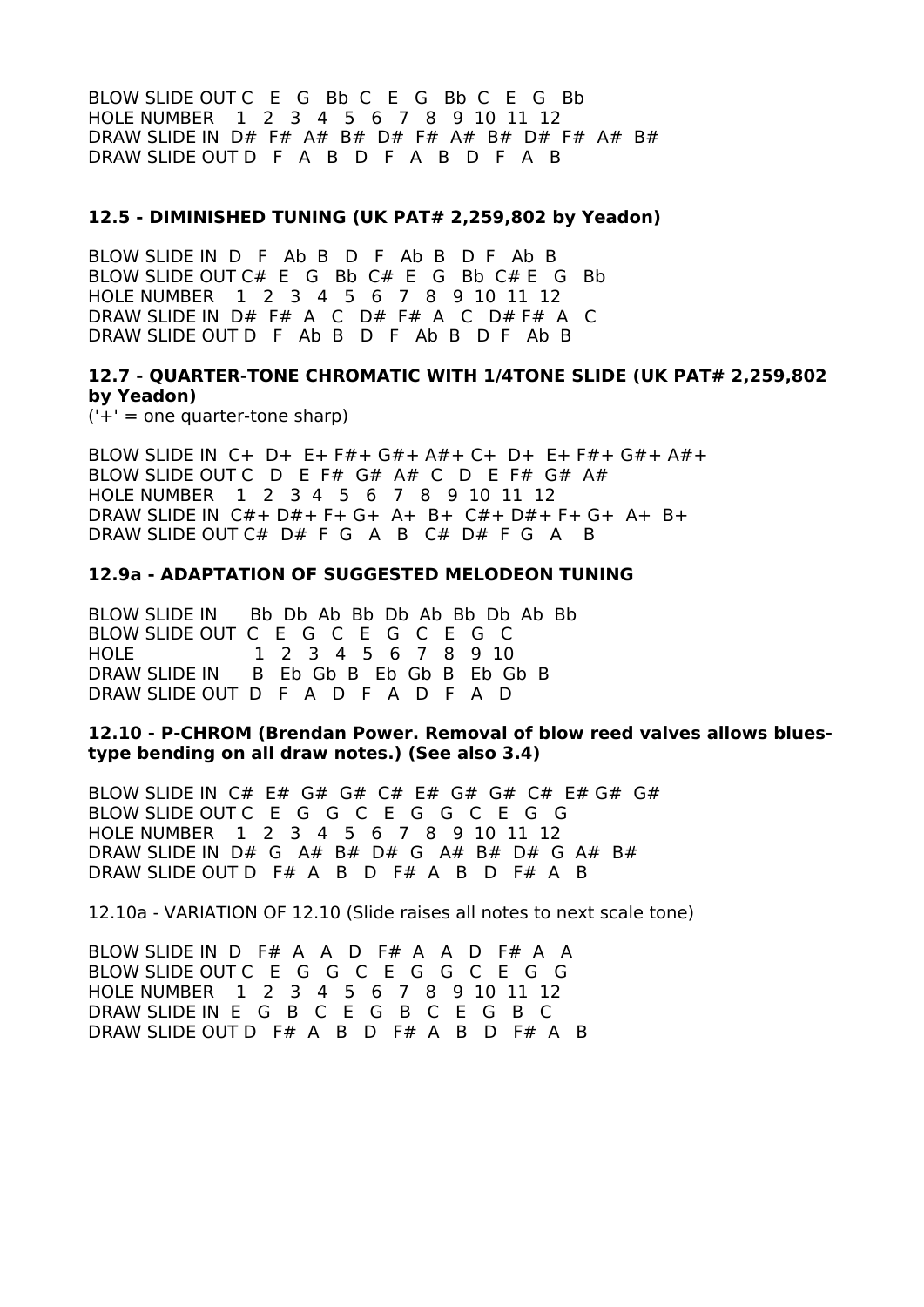```
BLOW SLIDE OUT C   E   G   Bb  C   E   G   Bb  C   E   G   Bb
HOLE NUMBER    1   2   3   4   5   6   7   8   9  10  11  12
DRAW SLIDE IN  D#  F#  A#  B#  D#  F#  A#  B#  D#  F#  A#  B#
DRAW SLIDE OUT D   F   A   B   D   F   A   B   D   F   A   B
```

**12.5 - DIMINISHED TUNING (UK PAT# 2,259,802 by Yeadon)**

```
BLOW SLIDE IN  D   F   Ab  B   D   F   Ab  B   D  F   Ab  B
BLOW SLIDE OUT C#  E   G   Bb  C#  E   G   Bb  C# E   G   Bb
HOLE NUMBER    1   2   3   4   5   6   7   8   9  10  11  12
DRAW SLIDE IN  D#  F#  A   C   D#  F#  A   C   D# F#  A   C
DRAW SLIDE OUT D   F   Ab  B   D   F   Ab  B   D  F   Ab  B
```

**12.7 - QUARTER-TONE CHROMATIC WITH 1/4TONE SLIDE (UK PAT# 2,259,802 by Yeadon)**

('+' = one quarter-tone sharp)

```
BLOW SLIDE IN  C+  D+  E+ F#+ G#+ A#+ C+  D+  E+ F#+ G#+ A#+
BLOW SLIDE OUT C   D   E  F#  G#  A#  C   D   E  F#  G#  A#
HOLE NUMBER    1   2   3  4   5   6   7   8   9  10  11  12
DRAW SLIDE IN  C#+ D#+ F+ G+  A+  B+  C#+ D#+ F+ G+  A+  B+
DRAW SLIDE OUT C#  D#  F  G   A   B   C#  D#  F  G   A   B
```

**12.9a - ADAPTATION OF SUGGESTED MELODEON TUNING**

```
BLOW SLIDE IN    Bb  Db  Ab  Bb  Db  Ab  Bb  Db  Ab  Bb
BLOW SLIDE OUT   C   E   G   C   E   G   C   E   G   C
HOLE             1   2   3   4   5   6   7   8   9   10
DRAW SLIDE IN    B   Eb  Gb  B   Eb  Gb  B   Eb  Gb  B
DRAW SLIDE OUT   D   F   A   D   F   A   D   F   A   D
```

**12.10 - P-CHROM (Brendan Power. Removal of blow reed valves allows blues-type bending on all draw notes.) (See also 3.4)**

```
BLOW SLIDE IN  C#  E#  G#  G#  C#  E#  G#  G#  C#  E# G#  G#
BLOW SLIDE OUT C   E   G   G   C   E   G   G   C   E   G   G
HOLE NUMBER    1   2   3   4   5   6   7   8   9  10  11  12
DRAW SLIDE IN  D#  G   A#  B#  D#  G   A#  B#  D#  G   A#  B#
DRAW SLIDE OUT D   F#  A   B   D   F#  A   B   D   F#  A   B
```

12.10a - VARIATION OF 12.10 (Slide raises all notes to next scale tone)

```
BLOW SLIDE IN  D   F#  A   A   D   F#  A   A   D   F#  A   A
BLOW SLIDE OUT C   E   G   G   C   E   G   G   C   E   G   G
HOLE NUMBER    1   2   3   4   5   6   7   8   9  10  11  12
DRAW SLIDE IN  E   G   B   C   E   G   B   C   E   G   B   C
DRAW SLIDE OUT D   F#  A   B   D   F#  A   B   D   F#  A   B
```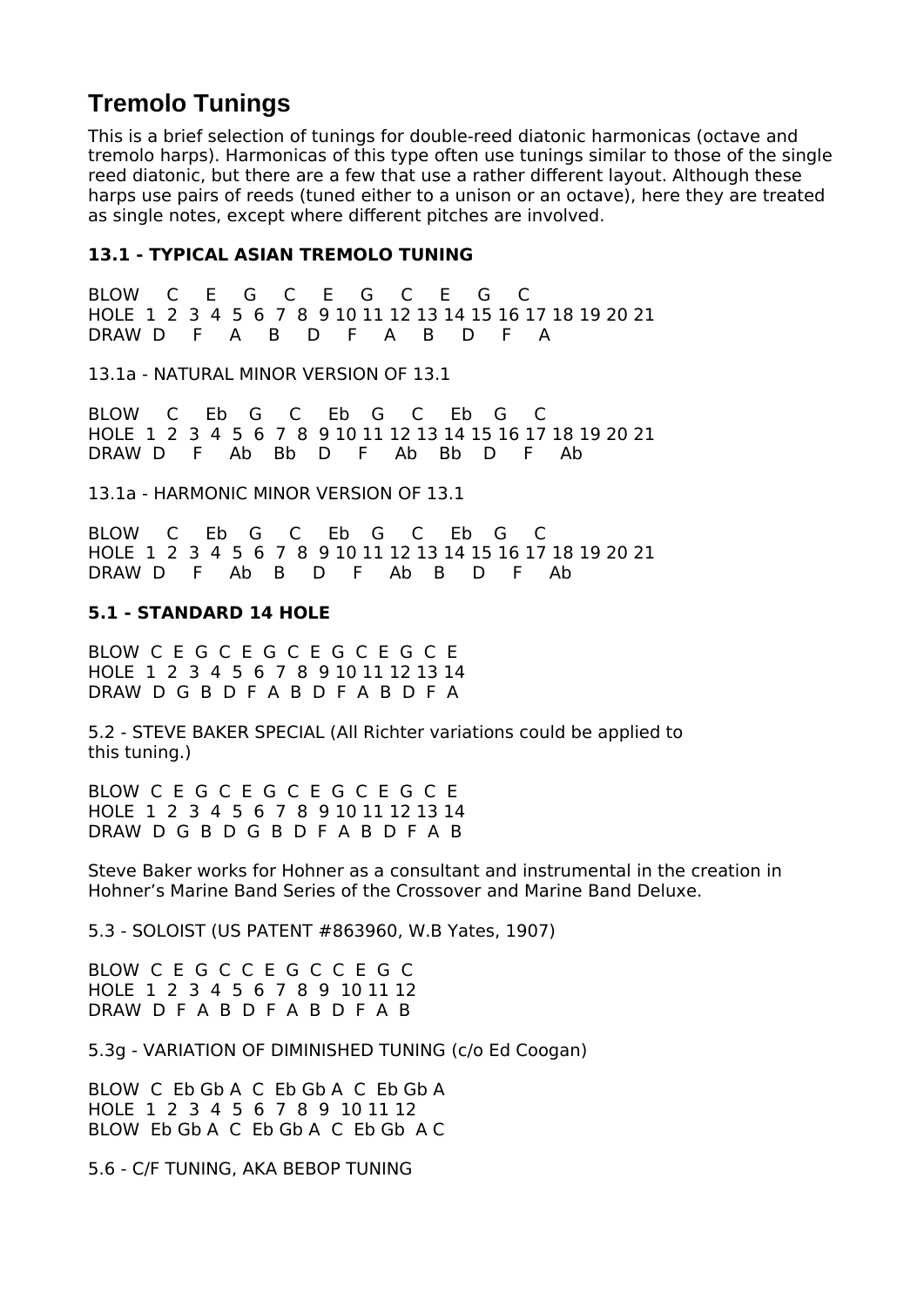## Tremolo Tunings

This is a brief selection of tunings for double-reed diatonic harmonicas (octave and tremolo harps). Harmonicas of this type often use tunings similar to those of the single reed diatonic, but there are a few that use a rather different layout. Although these harps use pairs of reeds (tuned either to a unison or an octave), here they are treated as single notes, except where different pitches are involved.

**13.1 - TYPICAL ASIAN TREMOLO TUNING**

```
BLOW    C     E     G     C     E     G     C     E     G     C
HOLE  1  2  3  4  5  6  7  8  9 10 11 12 13 14 15 16 17 18 19 20 21
DRAW  D     F     A     B     D     F     A     B     D     F     A
```

13.1a - NATURAL MINOR VERSION OF 13.1

```
BLOW    C     Eb    G     C     Eb    G     C     Eb    G     C
HOLE  1  2  3  4  5  6  7  8  9 10 11 12 13 14 15 16 17 18 19 20 21
DRAW  D     F     Ab    Bb    D     F     Ab    Bb    D     F     Ab
```

13.1a - HARMONIC MINOR VERSION OF 13.1

```
BLOW    C     Eb    G     C     Eb    G     C     Eb    G     C
HOLE  1  2  3  4  5  6  7  8  9 10 11 12 13 14 15 16 17 18 19 20 21
DRAW  D     F     Ab    B     D     F     Ab    B     D     F     Ab
```

**5.1 - STANDARD 14 HOLE**

```
BLOW  C  E  G  C  E  G  C  E  G  C  E  G  C  E
HOLE  1  2  3  4  5  6  7  8  9 10 11 12 13 14
DRAW  D  G  B  D  F  A  B  D  F  A  B  D  F  A
```

5.2 - STEVE BAKER SPECIAL (All Richter variations could be applied to this tuning.)

```
BLOW  C  E  G  C  E  G  C  E  G  C  E  G  C  E
HOLE  1  2  3  4  5  6  7  8  9 10 11 12 13 14
DRAW  D  G  B  D  G  B  D  F  A  B  D  F  A  B
```

Steve Baker works for Hohner as a consultant and instrumental in the creation in Hohner's Marine Band Series of the Crossover and Marine Band Deluxe.

5.3 - SOLOIST (US PATENT #863960, W.B Yates, 1907)

```
BLOW  C  E  G  C  C  E  G  C  C  E  G  C
HOLE  1  2  3  4  5  6  7  8  9  10 11 12
DRAW  D  F  A  B  D  F  A  B  D  F  A  B
```

5.3g - VARIATION OF DIMINISHED TUNING (c/o Ed Coogan)

```
BLOW  C  Eb Gb A  C  Eb Gb A  C  Eb Gb A
HOLE  1  2  3  4  5  6  7  8  9  10 11 12
BLOW  Eb Gb A  C  Eb Gb A  C  Eb Gb  A C
```

5.6 - C/F TUNING, AKA BEBOP TUNING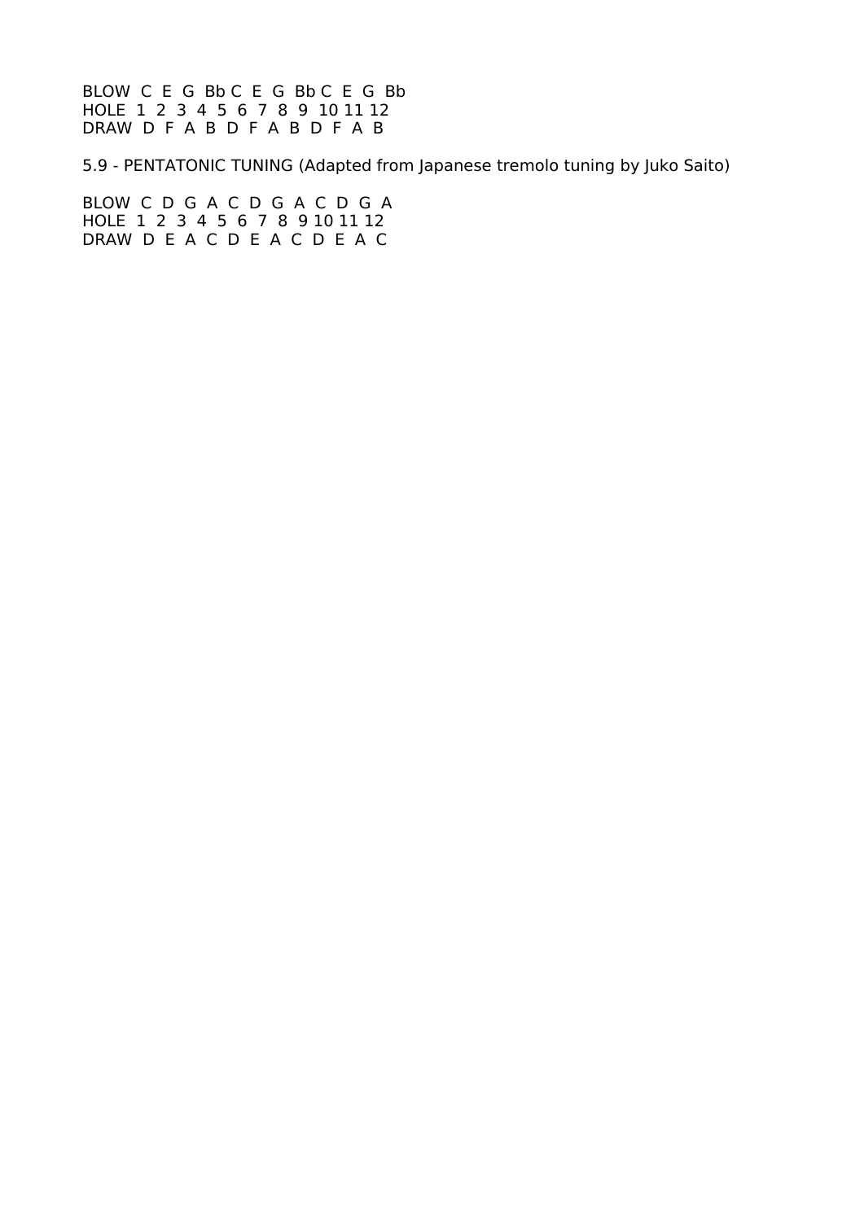```
BLOW  C  E  G  Bb C  E  G  Bb C  E  G  Bb
HOLE  1  2  3  4  5  6  7  8  9  10 11 12
DRAW  D  F  A  B  D  F  A  B  D  F  A  B
```

5.9 - PENTATONIC TUNING (Adapted from Japanese tremolo tuning by Juko Saito)

```
BLOW  C  D  G  A  C  D  G  A  C  D  G  A
HOLE  1  2  3  4  5  6  7  8  9 10 11 12
DRAW  D  E  A  C  D  E  A  C  D  E  A  C
```